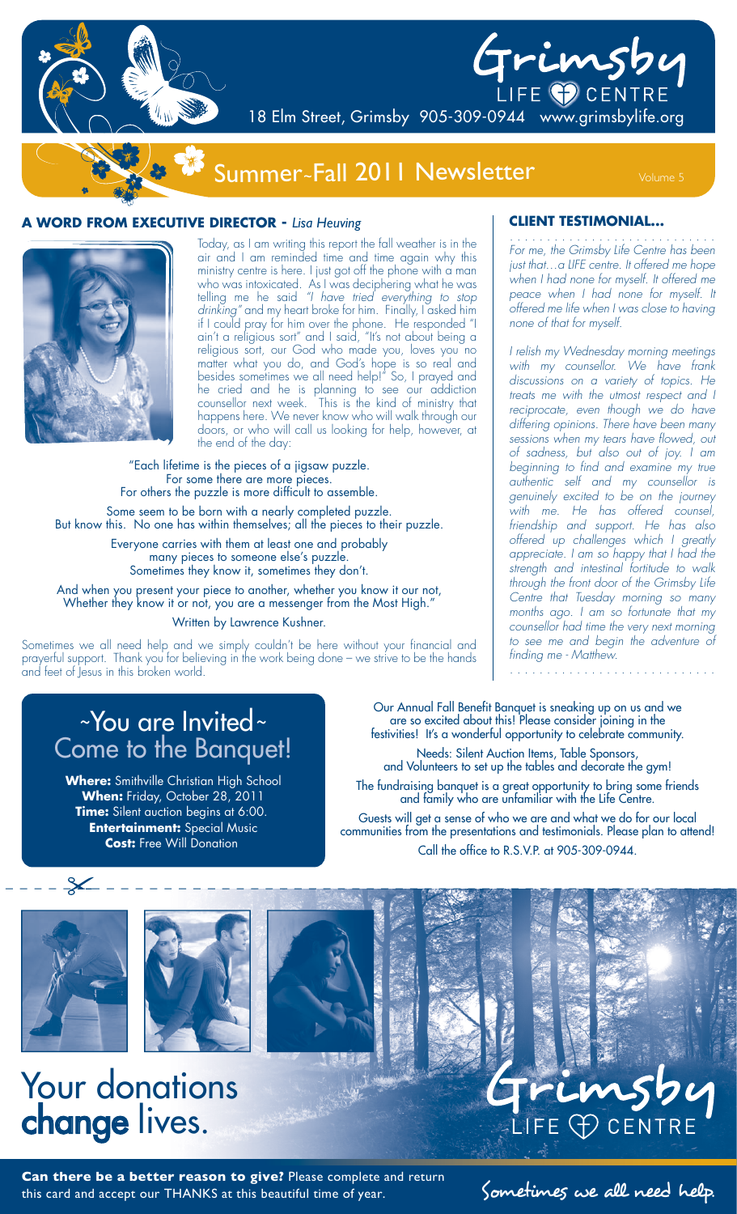# Grimsby LIFE CENTRE

18 Elm Street, Grimsby 905-309-0944 www.grimsbylife.org

## Summer~Fall 2011 Newsletter

Volume 5

### A WORD FROM EXECUTIVE DIRECTOR - *Lisa Heuving*

Today, as I am writing this report the fall weather is in the air and I am reminded time and time again why this ministry centre is here. I just got off the phone with a man who was intoxicated. As I was deciphering what he was telling me he said *"I have tried everything to stop drinking"* and my heart broke for him. Finally, I asked him if I could pray for him over the phone. He responded "I ain't a religious sort" and I said, "It's not about being a religious sort, our God who made you, loves you no matter what you do, and God's hope is so real and besides sometimes we all need help!" So, I prayed and he cried and he is planning to see our addiction counsellor next week. This is the kind of ministry that happens here. We never know who will walk through our doors, or who will call us looking for help, however, at the end of the day:

"Each lifetime is the pieces of a jigsaw puzzle.
For some there are more pieces.
For others the puzzle is more difficult to assemble.

Some seem to be born with a nearly completed puzzle.
But know this. No one has within themselves; all the pieces to their puzzle.

Everyone carries with them at least one and probably many pieces to someone else's puzzle.
Sometimes they know it, sometimes they don't.

And when you present your piece to another, whether you know it our not,
Whether they know it or not, you are a messenger from the Most High."

Written by Lawrence Kushner.

Sometimes we all need help and we simply couldn't be here without your financial and prayerful support. Thank you for believing in the work being done – we strive to be the hands and feet of Jesus in this broken world.

### CLIENT TESTIMONIAL...

*For me, the Grimsby Life Centre has been just that…a LIFE centre. It offered me hope when I had none for myself. It offered me peace when I had none for myself. It offered me life when I was close to having none of that for myself.*

*I relish my Wednesday morning meetings with my counsellor. We have frank discussions on a variety of topics. He treats me with the utmost respect and I reciprocate, even though we do have differing opinions. There have been many sessions when my tears have flowed, out of sadness, but also out of joy. I am beginning to find and examine my true authentic self and my counsellor is genuinely excited to be on the journey with me. He has offered counsel, friendship and support. He has also offered up challenges which I greatly appreciate. I am so happy that I had the strength and intestinal fortitude to walk through the front door of the Grimsby Life Centre that Tuesday morning so many months ago. I am so fortunate that my counsellor had time the very next morning to see me and begin the adventure of finding me - Matthew.*

## ~You are Invited~ Come to the Banquet!

**Where:** Smithville Christian High School
**When:** Friday, October 28, 2011
**Time:** Silent auction begins at 6:00.
**Entertainment:** Special Music
**Cost:** Free Will Donation

Our Annual Fall Benefit Banquet is sneaking up on us and we are so excited about this! Please consider joining in the festivities! It's a wonderful opportunity to celebrate community.

Needs: Silent Auction Items, Table Sponsors, and Volunteers to set up the tables and decorate the gym!

The fundraising banquet is a great opportunity to bring some friends and family who are unfamiliar with the Life Centre.

Guests will get a sense of who we are and what we do for our local communities from the presentations and testimonials. Please plan to attend!

Call the office to R.S.V.P. at 905-309-0944.

## Your donations **change** lives.

Grimsby LIFE CENTRE

**Can there be a better reason to give?** Please complete and return this card and accept our THANKS at this beautiful time of year.

Sometimes we all need help.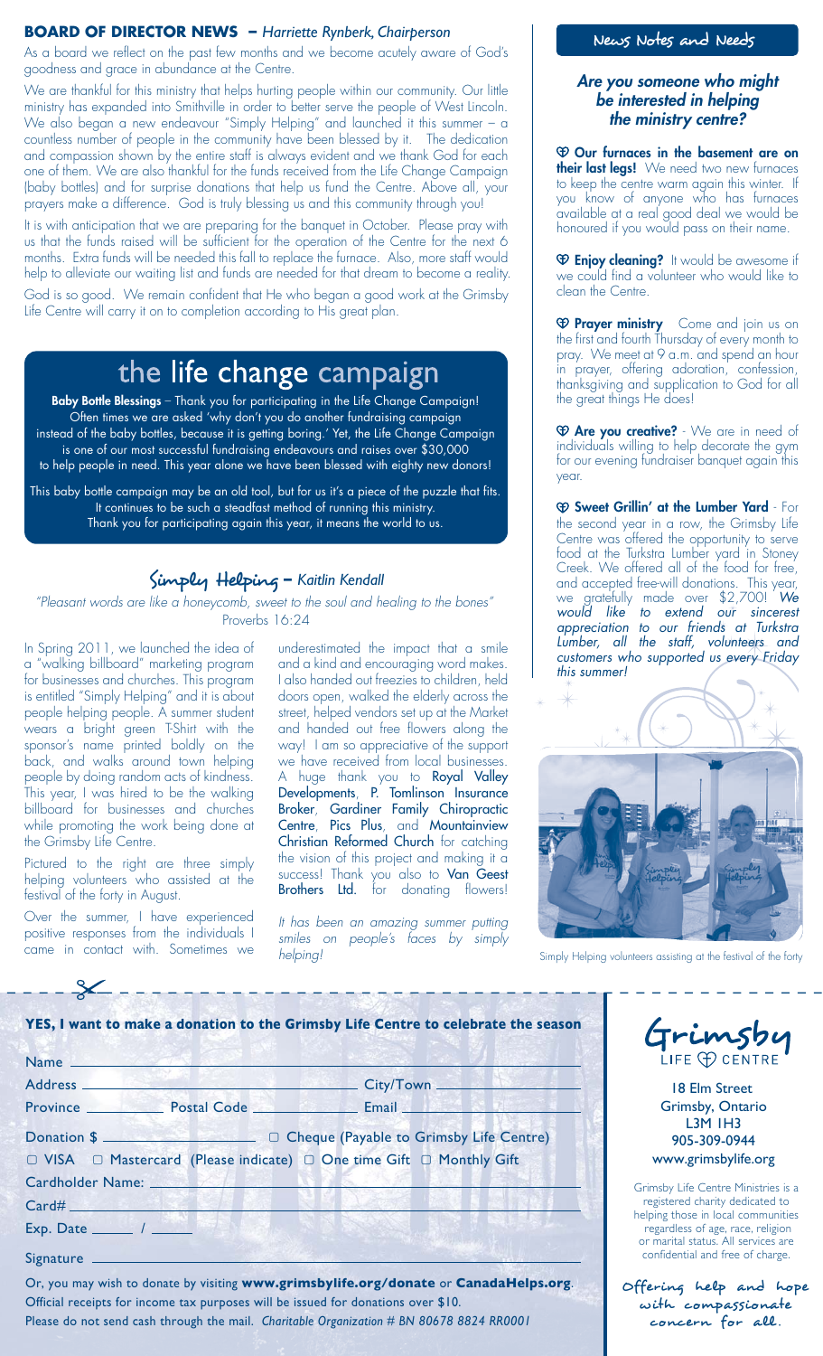## BOARD OF DIRECTOR NEWS – *Harriette Rynberk, Chairperson*

As a board we reflect on the past few months and we become acutely aware of God's goodness and grace in abundance at the Centre.

We are thankful for this ministry that helps hurting people within our community. Our little ministry has expanded into Smithville in order to better serve the people of West Lincoln. We also began a new endeavour "Simply Helping" and launched it this summer – a countless number of people in the community have been blessed by it. The dedication and compassion shown by the entire staff is always evident and we thank God for each one of them. We are also thankful for the funds received from the Life Change Campaign (baby bottles) and for surprise donations that help us fund the Centre. Above all, your prayers make a difference. God is truly blessing us and this community through you!

It is with anticipation that we are preparing for the banquet in October. Please pray with us that the funds raised will be sufficient for the operation of the Centre for the next 6 months. Extra funds will be needed this fall to replace the furnace. Also, more staff would help to alleviate our waiting list and funds are needed for that dream to become a reality.

God is so good. We remain confident that He who began a good work at the Grimsby Life Centre will carry it on to completion according to His great plan.

# the life change campaign

**Baby Bottle Blessings** – Thank you for participating in the Life Change Campaign! Often times we are asked 'why don't you do another fundraising campaign instead of the baby bottles, because it is getting boring.' Yet, the Life Change Campaign is one of our most successful fundraising endeavours and raises over $30,000 to help people in need. This year alone we have been blessed with eighty new donors!

This baby bottle campaign may be an old tool, but for us it's a piece of the puzzle that fits. It continues to be such a steadfast method of running this ministry. Thank you for participating again this year, it means the world to us.

## Simply Helping – *Kaitlin Kendall*

*"Pleasant words are like a honeycomb, sweet to the soul and healing to the bones"*
Proverbs 16:24

In Spring 2011, we launched the idea of a "walking billboard" marketing program for businesses and churches. This program is entitled "Simply Helping" and it is about people helping people. A summer student wears a bright green T-Shirt with the sponsor's name printed boldly on the back, and walks around town helping people by doing random acts of kindness. This year, I was hired to be the walking billboard for businesses and churches while promoting the work being done at the Grimsby Life Centre.

Pictured to the right are three simply helping volunteers who assisted at the festival of the forty in August.

Over the summer, I have experienced positive responses from the individuals I came in contact with. Sometimes we underestimated the impact that a smile and a kind and encouraging word makes. I also handed out freezies to children, held doors open, walked the elderly across the street, helped vendors set up at the Market and handed out free flowers along the way! I am so appreciative of the support we have received from local businesses. A huge thank you to **Royal Valley Developments**, **P. Tomlinson Insurance Broker**, **Gardiner Family Chiropractic Centre**, **Pics Plus**, and **Mountainview Christian Reformed Church** for catching the vision of this project and making it a success! Thank you also to **Van Geest Brothers Ltd.** for donating flowers!

*It has been an amazing summer putting smiles on people's faces by simply helping!*

## News Notes and Needs

### *Are you someone who might be interested in helping the ministry centre?*

**Our furnaces in the basement are on their last legs!** We need two new furnaces to keep the centre warm again this winter. If you know of anyone who has furnaces available at a real good deal we would be honoured if you would pass on their name.

**Enjoy cleaning?** It would be awesome if we could find a volunteer who would like to clean the Centre.

**Prayer ministry** Come and join us on the first and fourth Thursday of every month to pray. We meet at 9 a.m. and spend an hour in prayer, offering adoration, confession, thanksgiving and supplication to God for all the great things He does!

**Are you creative?** - We are in need of individuals willing to help decorate the gym for our evening fundraiser banquet again this year.

**Sweet Grillin' at the Lumber Yard** - For the second year in a row, the Grimsby Life Centre was offered the opportunity to serve food at the Turkstra Lumber yard in Stoney Creek. We offered all of the food for free, and accepted free-will donations. This year, we gratefully made over $2,700! *We would like to extend our sincerest appreciation to our friends at Turkstra Lumber, all the staff, volunteers and customers who supported us every Friday this summer!*

Simply Helping volunteers assisting at the festival of the forty

---

**YES, I want to make a donation to the Grimsby Life Centre to celebrate the season**

Name ____________________

Address ____________________ City/Town ____________________

Province __________ Postal Code __________ Email ____________________

Donation $ __________ ☐ Cheque (Payable to Grimsby Life Centre)

☐ VISA ☐ Mastercard (Please indicate) ☐ One time Gift ☐ Monthly Gift

Cardholder Name: ____________________

Card# ____________________

Exp. Date _____ / _____

Signature ____________________

Or, you may wish to donate by visiting **www.grimsbylife.org/donate** or **CanadaHelps.org**.
Official receipts for income tax purposes will be issued for donations over $10.
Please do not send cash through the mail. *Charitable Organization # BN 80678 8824 RR0001*

**Grimsby LIFE CENTRE**

18 Elm Street
Grimsby, Ontario
L3M 1H3
905-309-0944
www.grimsbylife.org

Grimsby Life Centre Ministries is a registered charity dedicated to helping those in local communities regardless of age, race, religion or marital status. All services are confidential and free of charge.

Offering help and hope with compassionate concern for all.